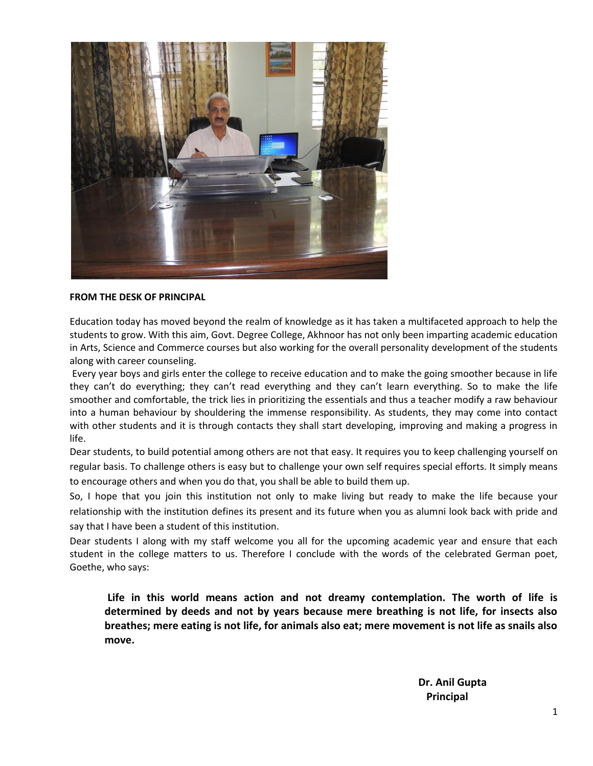**FROM THE DESK OF PRINCIPAL**

Education today has moved beyond the realm of knowledge as it has taken a multifaceted approach to help the students to grow. With this aim, Govt. Degree College, Akhnoor has not only been imparting academic education in Arts, Science and Commerce courses but also working for the overall personality development of the students along with career counseling.

Every year boys and girls enter the college to receive education and to make the going smoother because in life they can't do everything; they can't read everything and they can't learn everything. So to make the life smoother and comfortable, the trick lies in prioritizing the essentials and thus a teacher modify a raw behaviour into a human behaviour by shouldering the immense responsibility. As students, they may come into contact with other students and it is through contacts they shall start developing, improving and making a progress in life.

Dear students, to build potential among others are not that easy. It requires you to keep challenging yourself on regular basis. To challenge others is easy but to challenge your own self requires special efforts. It simply means to encourage others and when you do that, you shall be able to build them up.

So, I hope that you join this institution not only to make living but ready to make the life because your relationship with the institution defines its present and its future when you as alumni look back with pride and say that I have been a student of this institution.

Dear students I along with my staff welcome you all for the upcoming academic year and ensure that each student in the college matters to us. Therefore I conclude with the words of the celebrated German poet, Goethe, who says:

> **Life in this world means action and not dreamy contemplation. The worth of life is determined by deeds and not by years because mere breathing is not life, for insects also breathes; mere eating is not life, for animals also eat; mere movement is not life as snails also move.**

**Dr. Anil Gupta**
**Principal**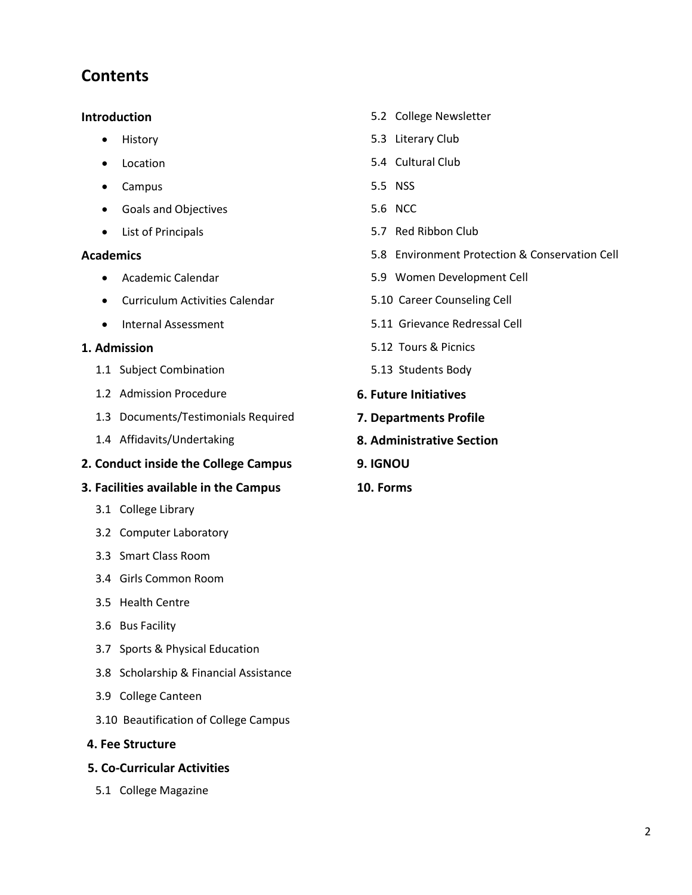# Contents

**Introduction**

- History
- Location
- Campus
- Goals and Objectives
- List of Principals

**Academics**

- Academic Calendar
- Curriculum Activities Calendar
- Internal Assessment

**1. Admission**

1.1 Subject Combination
1.2 Admission Procedure
1.3 Documents/Testimonials Required
1.4 Affidavits/Undertaking

**2. Conduct inside the College Campus**

**3. Facilities available in the Campus**

3.1 College Library
3.2 Computer Laboratory
3.3 Smart Class Room
3.4 Girls Common Room
3.5 Health Centre
3.6 Bus Facility
3.7 Sports & Physical Education
3.8 Scholarship & Financial Assistance
3.9 College Canteen
3.10 Beautification of College Campus

**4. Fee Structure**

**5. Co-Curricular Activities**

5.1 College Magazine
5.2 College Newsletter
5.3 Literary Club
5.4 Cultural Club
5.5 NSS
5.6 NCC
5.7 Red Ribbon Club
5.8 Environment Protection & Conservation Cell
5.9 Women Development Cell
5.10 Career Counseling Cell
5.11 Grievance Redressal Cell
5.12 Tours & Picnics
5.13 Students Body

**6. Future Initiatives**

**7. Departments Profile**

**8. Administrative Section**

**9. IGNOU**

**10. Forms**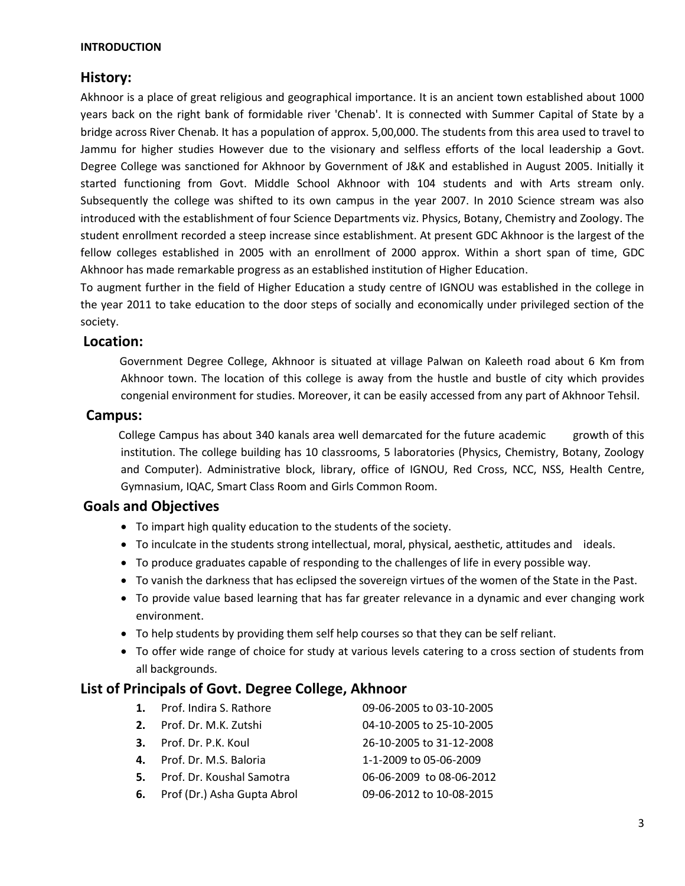**INTRODUCTION**

## History:

Akhnoor is a place of great religious and geographical importance. It is an ancient town established about 1000 years back on the right bank of formidable river 'Chenab'. It is connected with Summer Capital of State by a bridge across River Chenab. It has a population of approx. 5,00,000. The students from this area used to travel to Jammu for higher studies However due to the visionary and selfless efforts of the local leadership a Govt. Degree College was sanctioned for Akhnoor by Government of J&K and established in August 2005. Initially it started functioning from Govt. Middle School Akhnoor with 104 students and with Arts stream only. Subsequently the college was shifted to its own campus in the year 2007. In 2010 Science stream was also introduced with the establishment of four Science Departments viz. Physics, Botany, Chemistry and Zoology. The student enrollment recorded a steep increase since establishment. At present GDC Akhnoor is the largest of the fellow colleges established in 2005 with an enrollment of 2000 approx. Within a short span of time, GDC Akhnoor has made remarkable progress as an established institution of Higher Education.

To augment further in the field of Higher Education a study centre of IGNOU was established in the college in the year 2011 to take education to the door steps of socially and economically under privileged section of the society.

## Location:

Government Degree College, Akhnoor is situated at village Palwan on Kaleeth road about 6 Km from Akhnoor town. The location of this college is away from the hustle and bustle of city which provides congenial environment for studies. Moreover, it can be easily accessed from any part of Akhnoor Tehsil.

## Campus:

College Campus has about 340 kanals area well demarcated for the future academic growth of this institution. The college building has 10 classrooms, 5 laboratories (Physics, Chemistry, Botany, Zoology and Computer). Administrative block, library, office of IGNOU, Red Cross, NCC, NSS, Health Centre, Gymnasium, IQAC, Smart Class Room and Girls Common Room.

## Goals and Objectives

- To impart high quality education to the students of the society.
- To inculcate in the students strong intellectual, moral, physical, aesthetic, attitudes and ideals.
- To produce graduates capable of responding to the challenges of life in every possible way.
- To vanish the darkness that has eclipsed the sovereign virtues of the women of the State in the Past.
- To provide value based learning that has far greater relevance in a dynamic and ever changing work environment.
- To help students by providing them self help courses so that they can be self reliant.
- To offer wide range of choice for study at various levels catering to a cross section of students from all backgrounds.

## List of Principals of Govt. Degree College, Akhnoor

| | Name | Tenure |
|---|---|---|
| **1.** | Prof. Indira S. Rathore | 09-06-2005 to 03-10-2005 |
| **2.** | Prof. Dr. M.K. Zutshi | 04-10-2005 to 25-10-2005 |
| **3.** | Prof. Dr. P.K. Koul | 26-10-2005 to 31-12-2008 |
| **4.** | Prof. Dr. M.S. Baloria | 1-1-2009 to 05-06-2009 |
| **5.** | Prof. Dr. Koushal Samotra | 06-06-2009 to 08-06-2012 |
| **6.** | Prof (Dr.) Asha Gupta Abrol | 09-06-2012 to 10-08-2015 |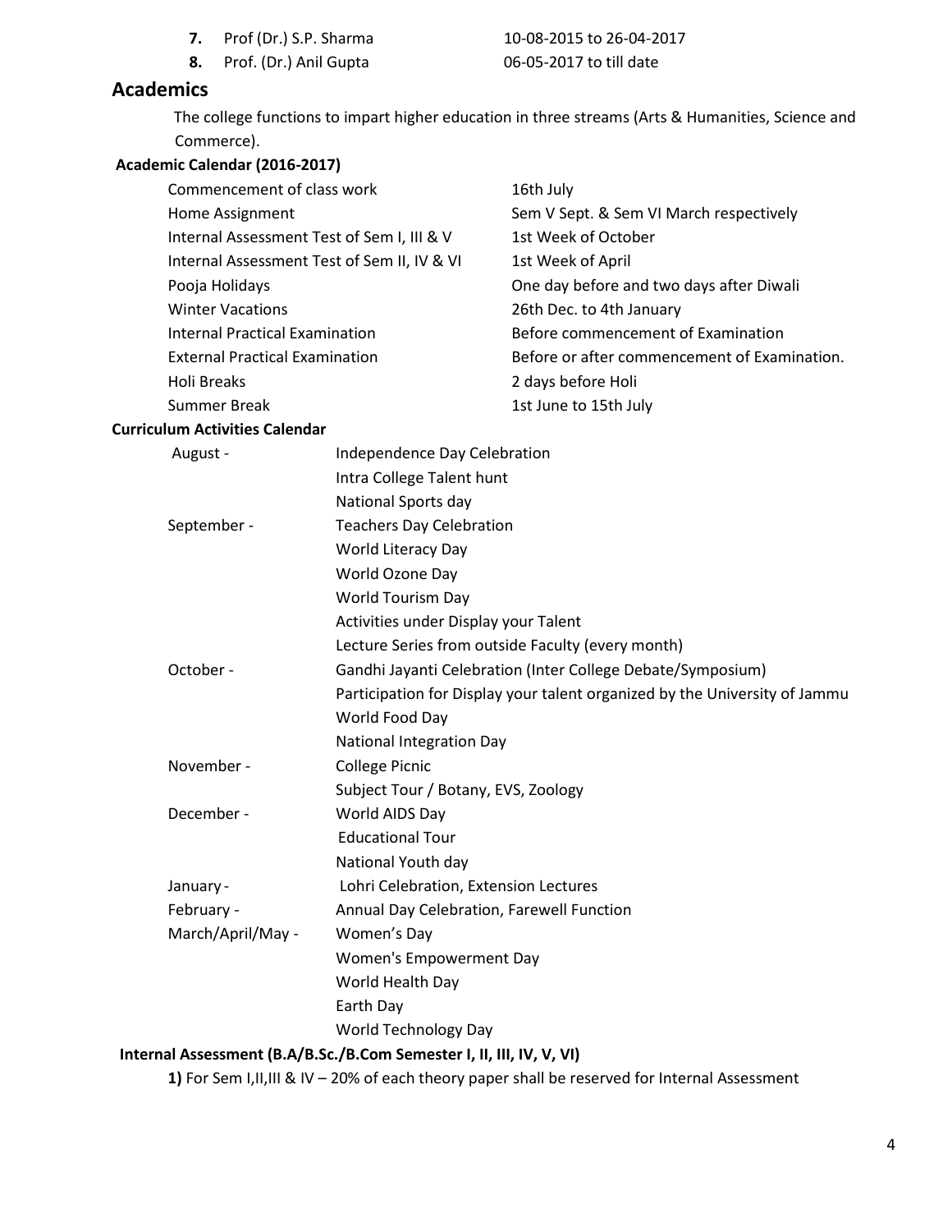7. Prof (Dr.) S.P. Sharma 10-08-2015 to 26-04-2017
8. Prof. (Dr.) Anil Gupta 06-05-2017 to till date

## Academics

The college functions to impart higher education in three streams (Arts & Humanities, Science and Commerce).

### Academic Calendar (2016-2017)

| | |
|---|---|
| Commencement of class work | 16th July |
| Home Assignment | Sem V Sept. & Sem VI March respectively |
| Internal Assessment Test of Sem I, III & V | 1st Week of October |
| Internal Assessment Test of Sem II, IV & VI | 1st Week of April |
| Pooja Holidays | One day before and two days after Diwali |
| Winter Vacations | 26th Dec. to 4th January |
| Internal Practical Examination | Before commencement of Examination |
| External Practical Examination | Before or after commencement of Examination. |
| Holi Breaks | 2 days before Holi |
| Summer Break | 1st June to 15th July |

### Curriculum Activities Calendar

| | |
|---|---|
| August - | Independence Day Celebration |
| | Intra College Talent hunt |
| | National Sports day |
| September - | Teachers Day Celebration |
| | World Literacy Day |
| | World Ozone Day |
| | World Tourism Day |
| | Activities under Display your Talent |
| | Lecture Series from outside Faculty (every month) |
| October - | Gandhi Jayanti Celebration (Inter College Debate/Symposium) |
| | Participation for Display your talent organized by the University of Jammu |
| | World Food Day |
| | National Integration Day |
| November - | College Picnic |
| | Subject Tour / Botany, EVS, Zoology |
| December - | World AIDS Day |
| | Educational Tour |
| | National Youth day |
| January - | Lohri Celebration, Extension Lectures |
| February - | Annual Day Celebration, Farewell Function |
| March/April/May - | Women's Day |
| | Women's Empowerment Day |
| | World Health Day |
| | Earth Day |
| | World Technology Day |

### Internal Assessment (B.A/B.Sc./B.Com Semester I, II, III, IV, V, VI)

**1)** For Sem I,II,III & IV – 20% of each theory paper shall be reserved for Internal Assessment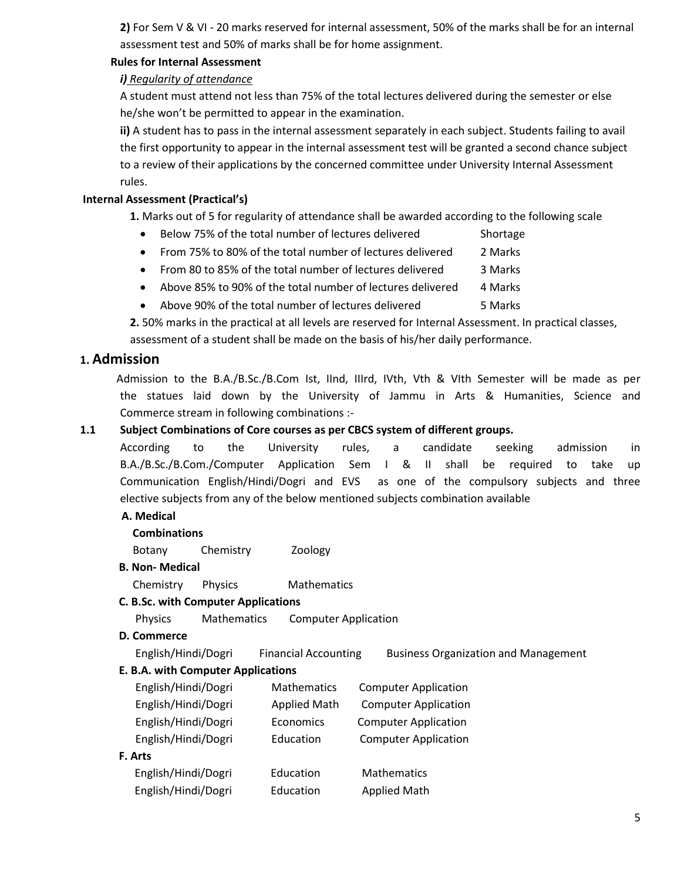**2)** For Sem V & VI - 20 marks reserved for internal assessment, 50% of the marks shall be for an internal assessment test and 50% of marks shall be for home assignment.

**Rules for Internal Assessment**

***i)*** ***Regularity of attendance***

A student must attend not less than 75% of the total lectures delivered during the semester or else he/she won't be permitted to appear in the examination.

**ii)** A student has to pass in the internal assessment separately in each subject. Students failing to avail the first opportunity to appear in the internal assessment test will be granted a second chance subject to a review of their applications by the concerned committee under University Internal Assessment rules.

**Internal Assessment (Practical's)**

**1.** Marks out of 5 for regularity of attendance shall be awarded according to the following scale

- Below 75% of the total number of lectures delivered — Shortage
- From 75% to 80% of the total number of lectures delivered — 2 Marks
- From 80 to 85% of the total number of lectures delivered — 3 Marks
- Above 85% to 90% of the total number of lectures delivered — 4 Marks
- Above 90% of the total number of lectures delivered — 5 Marks

**2.** 50% marks in the practical at all levels are reserved for Internal Assessment. In practical classes, assessment of a student shall be made on the basis of his/her daily performance.

## 1. Admission

Admission to the B.A./B.Sc./B.Com Ist, IInd, IIIrd, IVth, Vth & VIth Semester will be made as per the statues laid down by the University of Jammu in Arts & Humanities, Science and Commerce stream in following combinations :-

### 1.1 Subject Combinations of Core courses as per CBCS system of different groups.

According to the University rules, a candidate seeking admission in B.A./B.Sc./B.Com./Computer Application Sem I & II shall be required to take up Communication English/Hindi/Dogri and EVS as one of the compulsory subjects and three elective subjects from any of the below mentioned subjects combination available

**A. Medical**

**Combinations**

Botany — Chemistry — Zoology

**B. Non- Medical**

Chemistry — Physics — Mathematics

**C. B.Sc. with Computer Applications**

Physics — Mathematics — Computer Application

**D. Commerce**

English/Hindi/Dogri — Financial Accounting — Business Organization and Management

**E. B.A. with Computer Applications**

| | | |
|---|---|---|
| English/Hindi/Dogri | Mathematics | Computer Application |
| English/Hindi/Dogri | Applied Math | Computer Application |
| English/Hindi/Dogri | Economics | Computer Application |
| English/Hindi/Dogri | Education | Computer Application |

**F. Arts**

| | | |
|---|---|---|
| English/Hindi/Dogri | Education | Mathematics |
| English/Hindi/Dogri | Education | Applied Math |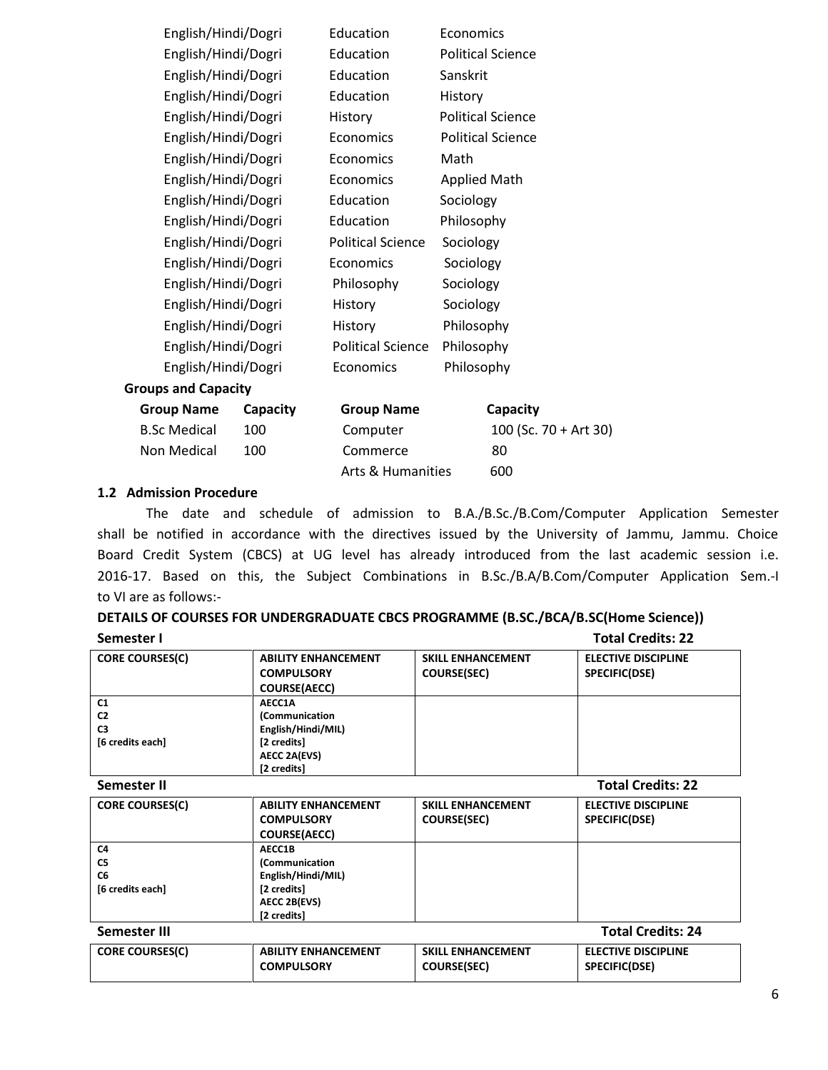| | | |
|---|---|---|
| English/Hindi/Dogri | Education | Economics |
| English/Hindi/Dogri | Education | Political Science |
| English/Hindi/Dogri | Education | Sanskrit |
| English/Hindi/Dogri | Education | History |
| English/Hindi/Dogri | History | Political Science |
| English/Hindi/Dogri | Economics | Political Science |
| English/Hindi/Dogri | Economics | Math |
| English/Hindi/Dogri | Economics | Applied Math |
| English/Hindi/Dogri | Education | Sociology |
| English/Hindi/Dogri | Education | Philosophy |
| English/Hindi/Dogri | Political Science | Sociology |
| English/Hindi/Dogri | Economics | Sociology |
| English/Hindi/Dogri | Philosophy | Sociology |
| English/Hindi/Dogri | History | Sociology |
| English/Hindi/Dogri | History | Philosophy |
| English/Hindi/Dogri | Political Science | Philosophy |
| English/Hindi/Dogri | Economics | Philosophy |

**Groups and Capacity**

| Group Name | Capacity | Group Name | Capacity |
|---|---|---|---|
| B.Sc Medical | 100 | Computer | 100 (Sc. 70 + Art 30) |
| Non Medical | 100 | Commerce | 80 |
| | | Arts & Humanities | 600 |

### 1.2 Admission Procedure

The date and schedule of admission to B.A./B.Sc./B.Com/Computer Application Semester shall be notified in accordance with the directives issued by the University of Jammu, Jammu. Choice Board Credit System (CBCS) at UG level has already introduced from the last academic session i.e. 2016-17. Based on this, the Subject Combinations in B.Sc./B.A/B.Com/Computer Application Sem.-I to VI are as follows:-

**DETAILS OF COURSES FOR UNDERGRADUATE CBCS PROGRAMME (B.SC./BCA/B.SC(Home Science))**

**Semester I** **Total Credits: 22**

| CORE COURSES(C) | ABILITY ENHANCEMENT COMPULSORY COURSE(AECC) | SKILL ENHANCEMENT COURSE(SEC) | ELECTIVE DISCIPLINE SPECIFIC(DSE) |
|---|---|---|---|
| C1<br>C2<br>C3<br>[6 credits each] | AECC1A<br>(Communication English/Hindi/MIL)<br>[2 credits]<br>AECC 2A(EVS)<br>[2 credits] | | |

**Semester II** **Total Credits: 22**

| CORE COURSES(C) | ABILITY ENHANCEMENT COMPULSORY COURSE(AECC) | SKILL ENHANCEMENT COURSE(SEC) | ELECTIVE DISCIPLINE SPECIFIC(DSE) |
|---|---|---|---|
| C4<br>C5<br>C6<br>[6 credits each] | AECC1B<br>(Communication English/Hindi/MIL)<br>[2 credits]<br>AECC 2B(EVS)<br>[2 credits] | | |

**Semester III** **Total Credits: 24**

| CORE COURSES(C) | ABILITY ENHANCEMENT COMPULSORY | SKILL ENHANCEMENT COURSE(SEC) | ELECTIVE DISCIPLINE SPECIFIC(DSE) |
|---|---|---|---|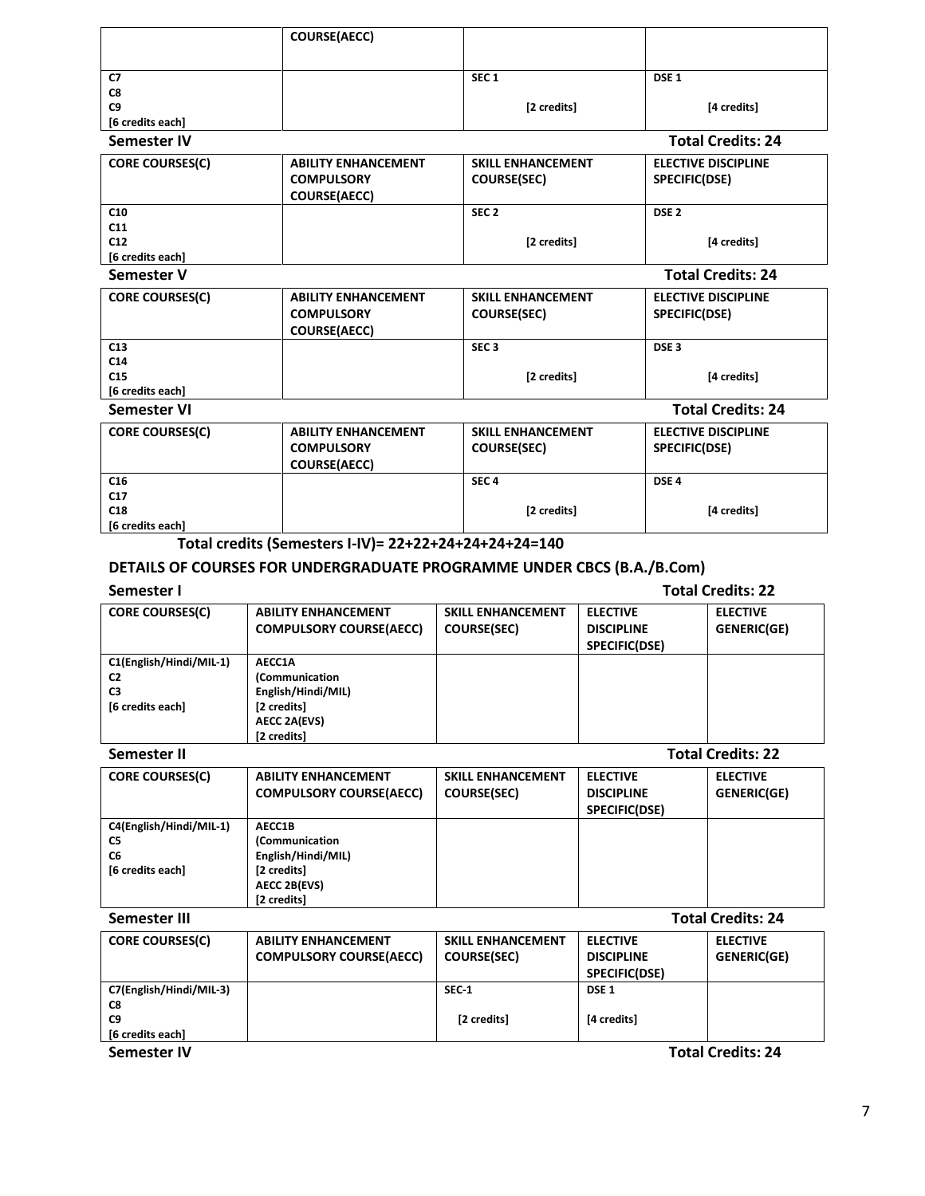| | COURSE(AECC) | | |
|---|---|---|---|
| C7<br>C8<br>C9<br>[6 credits each] | | SEC 1<br><br>[2 credits] | DSE 1<br><br>[4 credits] |

**Semester IV** **Total Credits: 24**

| CORE COURSES(C) | ABILITY ENHANCEMENT COMPULSORY COURSE(AECC) | SKILL ENHANCEMENT COURSE(SEC) | ELECTIVE DISCIPLINE SPECIFIC(DSE) |
|---|---|---|---|
| C10<br>C11<br>C12<br>[6 credits each] | | SEC 2<br><br>[2 credits] | DSE 2<br><br>[4 credits] |

**Semester V** **Total Credits: 24**

| CORE COURSES(C) | ABILITY ENHANCEMENT COMPULSORY COURSE(AECC) | SKILL ENHANCEMENT COURSE(SEC) | ELECTIVE DISCIPLINE SPECIFIC(DSE) |
|---|---|---|---|
| C13<br>C14<br>C15<br>[6 credits each] | | SEC 3<br><br>[2 credits] | DSE 3<br><br>[4 credits] |

**Semester VI** **Total Credits: 24**

| CORE COURSES(C) | ABILITY ENHANCEMENT COMPULSORY COURSE(AECC) | SKILL ENHANCEMENT COURSE(SEC) | ELECTIVE DISCIPLINE SPECIFIC(DSE) |
|---|---|---|---|
| C16<br>C17<br>C18<br>[6 credits each] | | SEC 4<br><br>[2 credits] | DSE 4<br><br>[4 credits] |

**Total credits (Semesters I-IV)= 22+22+24+24+24+24=140**

## DETAILS OF COURSES FOR UNDERGRADUATE PROGRAMME UNDER CBCS (B.A./B.Com)

**Semester I** **Total Credits: 22**

| CORE COURSES(C) | ABILITY ENHANCEMENT COMPULSORY COURSE(AECC) | SKILL ENHANCEMENT COURSE(SEC) | ELECTIVE DISCIPLINE SPECIFIC(DSE) | ELECTIVE GENERIC(GE) |
|---|---|---|---|---|
| C1(English/Hindi/MIL-1)<br>C2<br>C3<br>[6 credits each] | AECC1A<br>(Communication English/Hindi/MIL)<br>[2 credits]<br>AECC 2A(EVS)<br>[2 credits] | | | |

**Semester II** **Total Credits: 22**

| CORE COURSES(C) | ABILITY ENHANCEMENT COMPULSORY COURSE(AECC) | SKILL ENHANCEMENT COURSE(SEC) | ELECTIVE DISCIPLINE SPECIFIC(DSE) | ELECTIVE GENERIC(GE) |
|---|---|---|---|---|
| C4(English/Hindi/MIL-1)<br>C5<br>C6<br>[6 credits each] | AECC1B<br>(Communication English/Hindi/MIL)<br>[2 credits]<br>AECC 2B(EVS)<br>[2 credits] | | | |

**Semester III** **Total Credits: 24**

| CORE COURSES(C) | ABILITY ENHANCEMENT COMPULSORY COURSE(AECC) | SKILL ENHANCEMENT COURSE(SEC) | ELECTIVE DISCIPLINE SPECIFIC(DSE) | ELECTIVE GENERIC(GE) |
|---|---|---|---|---|
| C7(English/Hindi/MIL-3)<br>C8<br>C9<br>[6 credits each] | | SEC-1<br><br>[2 credits] | DSE 1<br><br>[4 credits] | |

**Semester IV** **Total Credits: 24**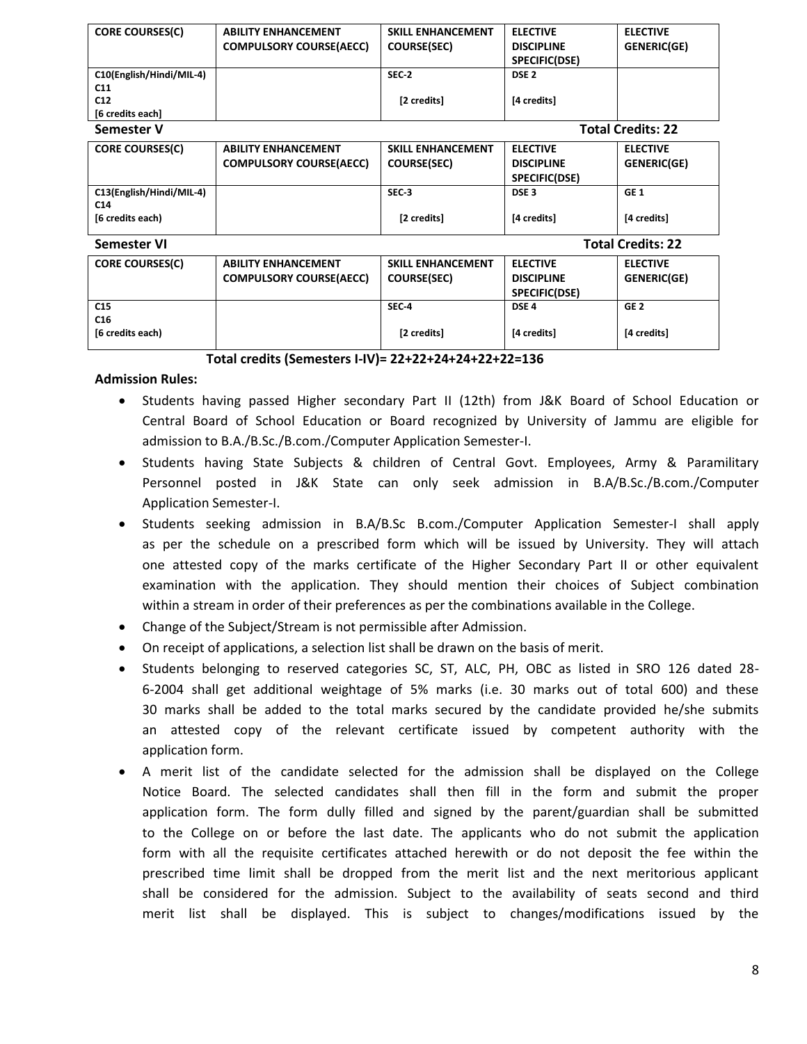| CORE COURSES(C) | ABILITY ENHANCEMENT COMPULSORY COURSE(AECC) | SKILL ENHANCEMENT COURSE(SEC) | ELECTIVE DISCIPLINE SPECIFIC(DSE) | ELECTIVE GENERIC(GE) |
|---|---|---|---|---|
| C10(English/Hindi/MIL-4)<br>C11<br>C12<br>[6 credits each] | | SEC-2<br>[2 credits] | DSE 2<br>[4 credits] | |

**Semester V** **Total Credits: 22**

| CORE COURSES(C) | ABILITY ENHANCEMENT COMPULSORY COURSE(AECC) | SKILL ENHANCEMENT COURSE(SEC) | ELECTIVE DISCIPLINE SPECIFIC(DSE) | ELECTIVE GENERIC(GE) |
|---|---|---|---|---|
| C13(English/Hindi/MIL-4)<br>C14<br>[6 credits each) | | SEC-3<br>[2 credits] | DSE 3<br>[4 credits] | GE 1<br>[4 credits] |

**Semester VI** **Total Credits: 22**

| CORE COURSES(C) | ABILITY ENHANCEMENT COMPULSORY COURSE(AECC) | SKILL ENHANCEMENT COURSE(SEC) | ELECTIVE DISCIPLINE SPECIFIC(DSE) | ELECTIVE GENERIC(GE) |
|---|---|---|---|---|
| C15<br>C16<br>[6 credits each) | | SEC-4<br>[2 credits] | DSE 4<br>[4 credits] | GE 2<br>[4 credits] |

**Total credits (Semesters I-IV)= 22+22+24+24+22+22=136**

**Admission Rules:**

- Students having passed Higher secondary Part II (12th) from J&K Board of School Education or Central Board of School Education or Board recognized by University of Jammu are eligible for admission to B.A./B.Sc./B.com./Computer Application Semester-I.
- Students having State Subjects & children of Central Govt. Employees, Army & Paramilitary Personnel posted in J&K State can only seek admission in B.A/B.Sc./B.com./Computer Application Semester-I.
- Students seeking admission in B.A/B.Sc B.com./Computer Application Semester-I shall apply as per the schedule on a prescribed form which will be issued by University. They will attach one attested copy of the marks certificate of the Higher Secondary Part II or other equivalent examination with the application. They should mention their choices of Subject combination within a stream in order of their preferences as per the combinations available in the College.
- Change of the Subject/Stream is not permissible after Admission.
- On receipt of applications, a selection list shall be drawn on the basis of merit.
- Students belonging to reserved categories SC, ST, ALC, PH, OBC as listed in SRO 126 dated 28-6-2004 shall get additional weightage of 5% marks (i.e. 30 marks out of total 600) and these 30 marks shall be added to the total marks secured by the candidate provided he/she submits an attested copy of the relevant certificate issued by competent authority with the application form.
- A merit list of the candidate selected for the admission shall be displayed on the College Notice Board. The selected candidates shall then fill in the form and submit the proper application form. The form dully filled and signed by the parent/guardian shall be submitted to the College on or before the last date. The applicants who do not submit the application form with all the requisite certificates attached herewith or do not deposit the fee within the prescribed time limit shall be dropped from the merit list and the next meritorious applicant shall be considered for the admission. Subject to the availability of seats second and third merit list shall be displayed. This is subject to changes/modifications issued by the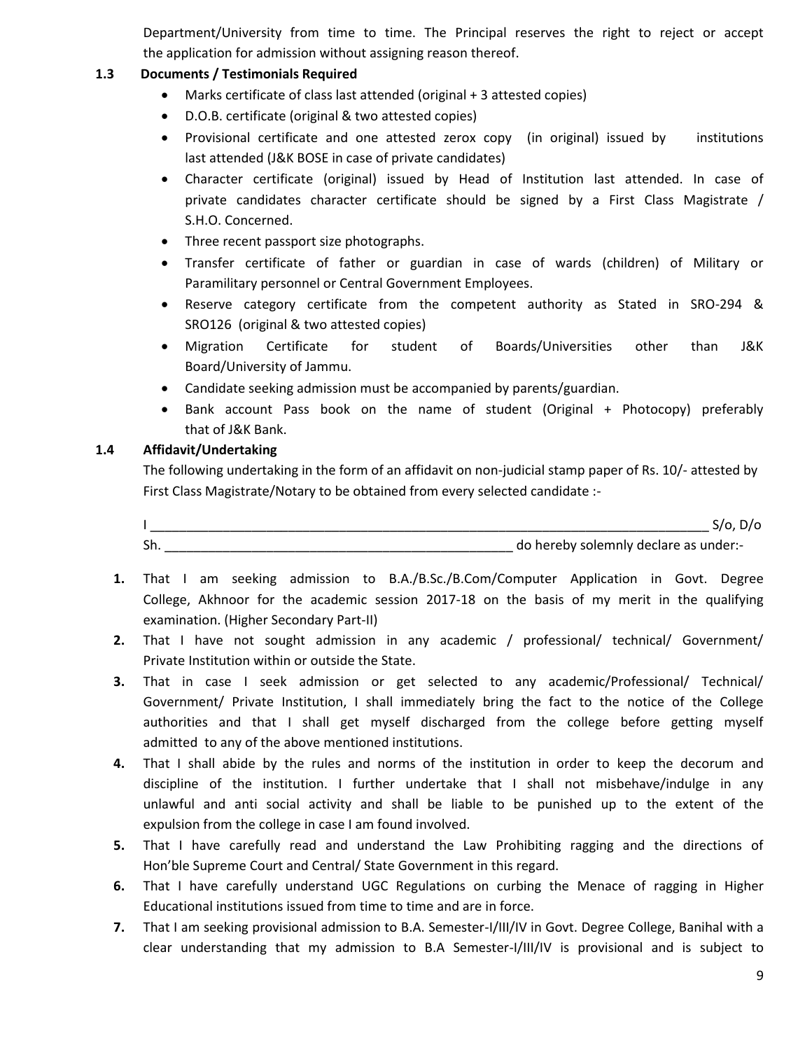Department/University from time to time. The Principal reserves the right to reject or accept the application for admission without assigning reason thereof.

### 1.3 Documents / Testimonials Required

- Marks certificate of class last attended (original + 3 attested copies)
- D.O.B. certificate (original & two attested copies)
- Provisional certificate and one attested zerox copy (in original) issued by institutions last attended (J&K BOSE in case of private candidates)
- Character certificate (original) issued by Head of Institution last attended. In case of private candidates character certificate should be signed by a First Class Magistrate / S.H.O. Concerned.
- Three recent passport size photographs.
- Transfer certificate of father or guardian in case of wards (children) of Military or Paramilitary personnel or Central Government Employees.
- Reserve category certificate from the competent authority as Stated in SRO-294 & SRO126 (original & two attested copies)
- Migration Certificate for student of Boards/Universities other than J&K Board/University of Jammu.
- Candidate seeking admission must be accompanied by parents/guardian.
- Bank account Pass book on the name of student (Original + Photocopy) preferably that of J&K Bank.

### 1.4 Affidavit/Undertaking

The following undertaking in the form of an affidavit on non-judicial stamp paper of Rs. 10/- attested by First Class Magistrate/Notary to be obtained from every selected candidate :-

I _______________________________________________________________________________ S/o, D/o Sh. __________________________________________________ do hereby solemnly declare as under:-

1. That I am seeking admission to B.A./B.Sc./B.Com/Computer Application in Govt. Degree College, Akhnoor for the academic session 2017-18 on the basis of my merit in the qualifying examination. (Higher Secondary Part-II)
2. That I have not sought admission in any academic / professional/ technical/ Government/ Private Institution within or outside the State.
3. That in case I seek admission or get selected to any academic/Professional/ Technical/ Government/ Private Institution, I shall immediately bring the fact to the notice of the College authorities and that I shall get myself discharged from the college before getting myself admitted to any of the above mentioned institutions.
4. That I shall abide by the rules and norms of the institution in order to keep the decorum and discipline of the institution. I further undertake that I shall not misbehave/indulge in any unlawful and anti social activity and shall be liable to be punished up to the extent of the expulsion from the college in case I am found involved.
5. That I have carefully read and understand the Law Prohibiting ragging and the directions of Hon'ble Supreme Court and Central/ State Government in this regard.
6. That I have carefully understand UGC Regulations on curbing the Menace of ragging in Higher Educational institutions issued from time to time and are in force.
7. That I am seeking provisional admission to B.A. Semester-I/III/IV in Govt. Degree College, Banihal with a clear understanding that my admission to B.A Semester-I/III/IV is provisional and is subject to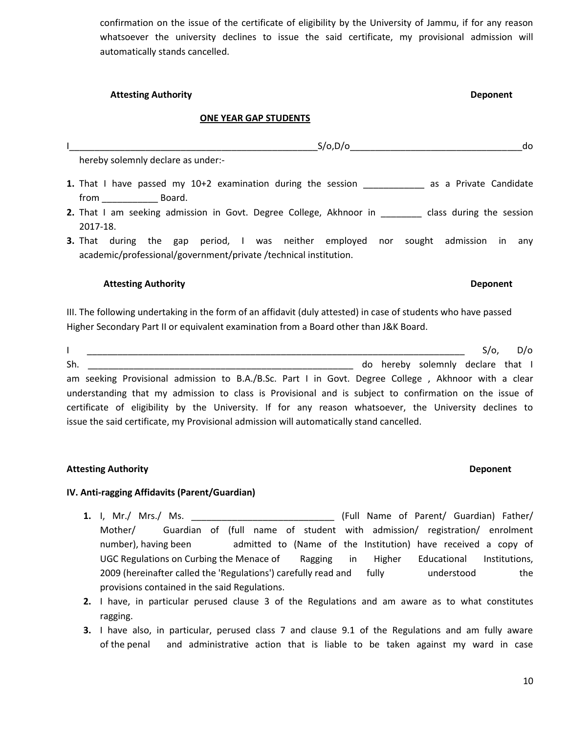confirmation on the issue of the certificate of eligibility by the University of Jammu, if for any reason whatsoever the university declines to issue the said certificate, my provisional admission will automatically stands cancelled.

**Attesting Authority** **Deponent**

**ONE YEAR GAP STUDENTS**

I_________________________________________________S/o,D/o_________________________________do hereby solemnly declare as under:-

1. That I have passed my 10+2 examination during the session ____________ as a Private Candidate from ___________ Board.
2. That I am seeking admission in Govt. Degree College, Akhnoor in ________ class during the session 2017-18.
3. That during the gap period, I was neither employed nor sought admission in any academic/professional/government/private /technical institution.

**Attesting Authority** **Deponent**

III. The following undertaking in the form of an affidavit (duly attested) in case of students who have passed Higher Secondary Part II or equivalent examination from a Board other than J&K Board.

I ___________________________________________________________________________ S/o, D/o Sh. ______________________________________________________ do hereby solemnly declare that I am seeking Provisional admission to B.A./B.Sc. Part I in Govt. Degree College , Akhnoor with a clear understanding that my admission to class is Provisional and is subject to confirmation on the issue of certificate of eligibility by the University. If for any reason whatsoever, the University declines to issue the said certificate, my Provisional admission will automatically stand cancelled.

**Attesting Authority** **Deponent**

**IV. Anti-ragging Affidavits (Parent/Guardian)**

1. I, Mr./ Mrs./ Ms. ____________________________ (Full Name of Parent/ Guardian) Father/ Mother/ Guardian of (full name of student with admission/ registration/ enrolment number), having been admitted to (Name of the Institution) have received a copy of UGC Regulations on Curbing the Menace of Ragging in Higher Educational Institutions, 2009 (hereinafter called the 'Regulations') carefully read and fully understood the provisions contained in the said Regulations.
2. I have, in particular perused clause 3 of the Regulations and am aware as to what constitutes ragging.
3. I have also, in particular, perused class 7 and clause 9.1 of the Regulations and am fully aware of the penal and administrative action that is liable to be taken against my ward in case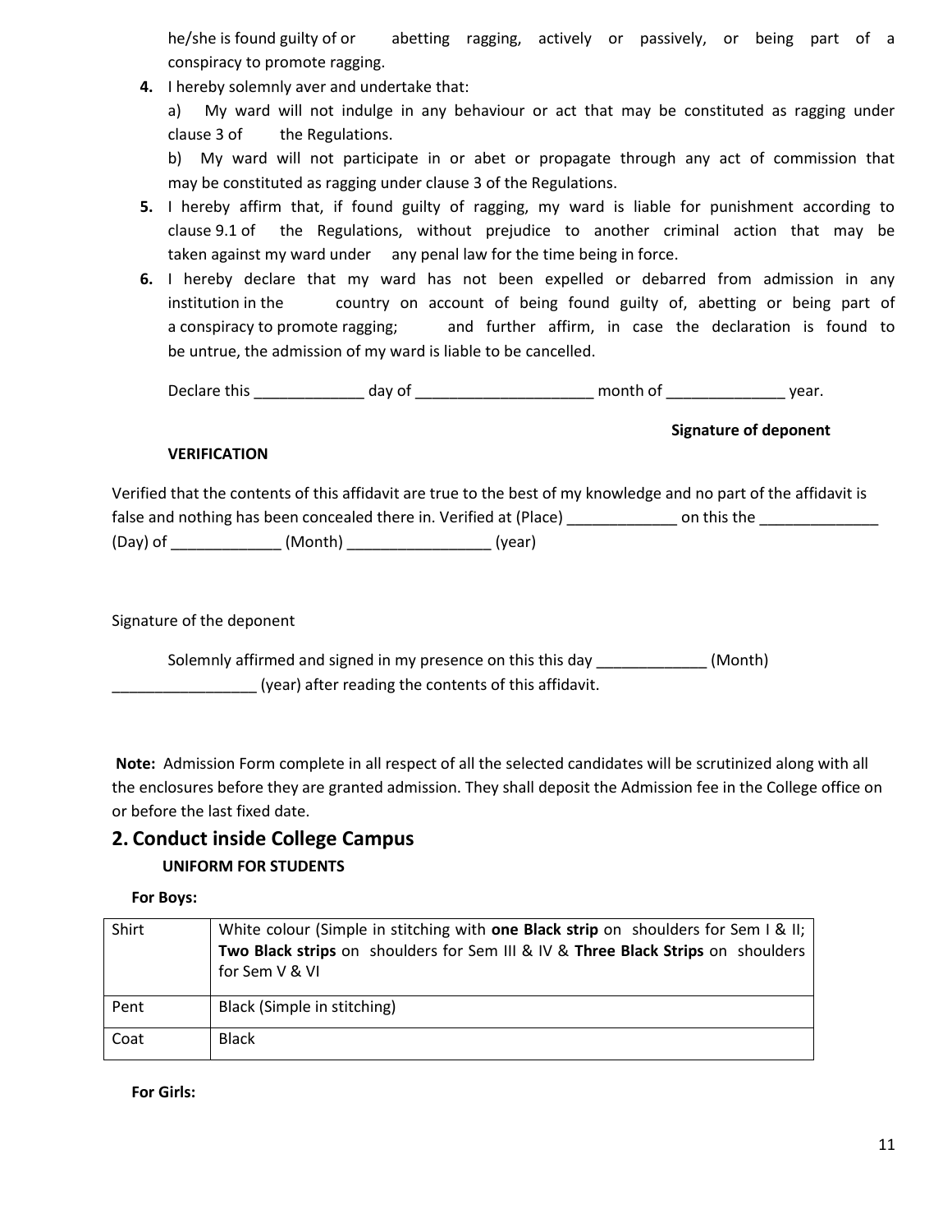he/she is found guilty of or abetting ragging, actively or passively, or being part of a conspiracy to promote ragging.

4. I hereby solemnly aver and undertake that:

   a) My ward will not indulge in any behaviour or act that may be constituted as ragging under clause 3 of the Regulations.

   b) My ward will not participate in or abet or propagate through any act of commission that may be constituted as ragging under clause 3 of the Regulations.

5. I hereby affirm that, if found guilty of ragging, my ward is liable for punishment according to clause 9.1 of the Regulations, without prejudice to another criminal action that may be taken against my ward under any penal law for the time being in force.

6. I hereby declare that my ward has not been expelled or debarred from admission in any institution in the country on account of being found guilty of, abetting or being part of a conspiracy to promote ragging; and further affirm, in case the declaration is found to be untrue, the admission of my ward is liable to be cancelled.

   Declare this _____________ day of _____________________ month of ______________ year.

**Signature of deponent**

**VERIFICATION**

Verified that the contents of this affidavit are true to the best of my knowledge and no part of the affidavit is false and nothing has been concealed there in. Verified at (Place) _____________ on this the ______________ (Day) of _____________ (Month) _________________ (year)

Signature of the deponent

Solemnly affirmed and signed in my presence on this this day _____________ (Month) _________________ (year) after reading the contents of this affidavit.

**Note:** Admission Form complete in all respect of all the selected candidates will be scrutinized along with all the enclosures before they are granted admission. They shall deposit the Admission fee in the College office on or before the last fixed date.

## 2. Conduct inside College Campus

**UNIFORM FOR STUDENTS**

**For Boys:**

| | |
|---|---|
| Shirt | White colour (Simple in stitching with **one Black strip** on shoulders for Sem I & II; **Two Black strips** on shoulders for Sem III & IV & **Three Black Strips** on shoulders for Sem V & VI |
| Pent | Black (Simple in stitching) |
| Coat | Black |

**For Girls:**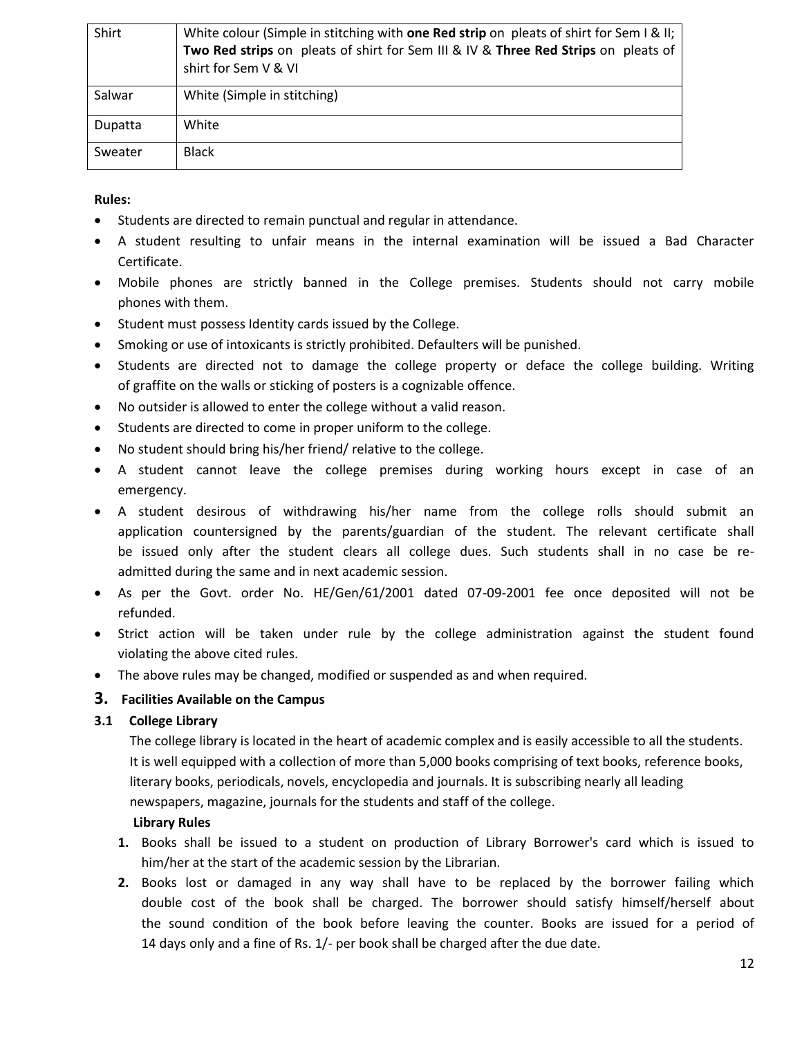| Shirt | White colour (Simple in stitching with **one Red strip** on pleats of shirt for Sem I & II; **Two Red strips** on pleats of shirt for Sem III & IV & **Three Red Strips** on pleats of shirt for Sem V & VI |
|---|---|
| Salwar | White (Simple in stitching) |
| Dupatta | White |
| Sweater | Black |

**Rules:**

- Students are directed to remain punctual and regular in attendance.
- A student resulting to unfair means in the internal examination will be issued a Bad Character Certificate.
- Mobile phones are strictly banned in the College premises. Students should not carry mobile phones with them.
- Student must possess Identity cards issued by the College.
- Smoking or use of intoxicants is strictly prohibited. Defaulters will be punished.
- Students are directed not to damage the college property or deface the college building. Writing of graffite on the walls or sticking of posters is a cognizable offence.
- No outsider is allowed to enter the college without a valid reason.
- Students are directed to come in proper uniform to the college.
- No student should bring his/her friend/ relative to the college.
- A student cannot leave the college premises during working hours except in case of an emergency.
- A student desirous of withdrawing his/her name from the college rolls should submit an application countersigned by the parents/guardian of the student. The relevant certificate shall be issued only after the student clears all college dues. Such students shall in no case be re-admitted during the same and in next academic session.
- As per the Govt. order No. HE/Gen/61/2001 dated 07-09-2001 fee once deposited will not be refunded.
- Strict action will be taken under rule by the college administration against the student found violating the above cited rules.
- The above rules may be changed, modified or suspended as and when required.

## 3. Facilities Available on the Campus

### 3.1 College Library

The college library is located in the heart of academic complex and is easily accessible to all the students. It is well equipped with a collection of more than 5,000 books comprising of text books, reference books, literary books, periodicals, novels, encyclopedia and journals. It is subscribing nearly all leading newspapers, magazine, journals for the students and staff of the college.

**Library Rules**

1. Books shall be issued to a student on production of Library Borrower's card which is issued to him/her at the start of the academic session by the Librarian.
2. Books lost or damaged in any way shall have to be replaced by the borrower failing which double cost of the book shall be charged. The borrower should satisfy himself/herself about the sound condition of the book before leaving the counter. Books are issued for a period of 14 days only and a fine of Rs. 1/- per book shall be charged after the due date.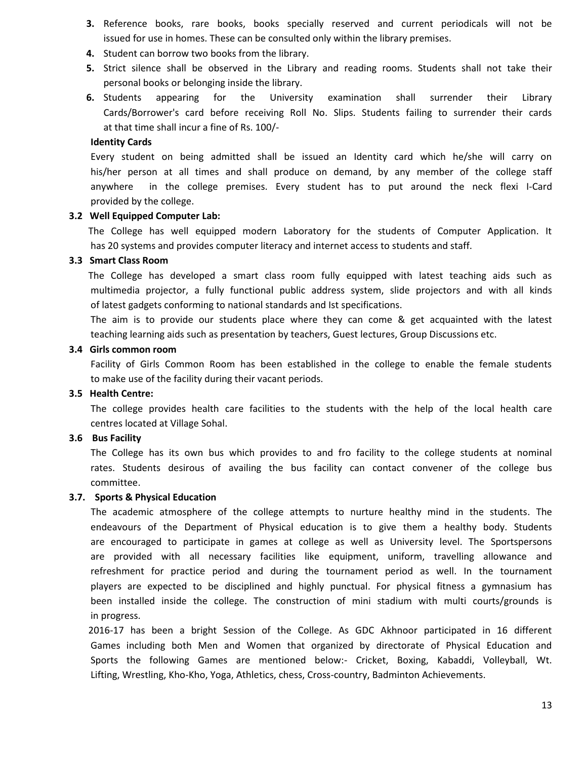3. Reference books, rare books, books specially reserved and current periodicals will not be issued for use in homes. These can be consulted only within the library premises.
4. Student can borrow two books from the library.
5. Strict silence shall be observed in the Library and reading rooms. Students shall not take their personal books or belonging inside the library.
6. Students appearing for the University examination shall surrender their Library Cards/Borrower's card before receiving Roll No. Slips. Students failing to surrender their cards at that time shall incur a fine of Rs. 100/-

**Identity Cards**

Every student on being admitted shall be issued an Identity card which he/she will carry on his/her person at all times and shall produce on demand, by any member of the college staff anywhere in the college premises. Every student has to put around the neck flexi I-Card provided by the college.

### 3.2 Well Equipped Computer Lab:

The College has well equipped modern Laboratory for the students of Computer Application. It has 20 systems and provides computer literacy and internet access to students and staff.

### 3.3 Smart Class Room

The College has developed a smart class room fully equipped with latest teaching aids such as multimedia projector, a fully functional public address system, slide projectors and with all kinds of latest gadgets conforming to national standards and Ist specifications.

The aim is to provide our students place where they can come & get acquainted with the latest teaching learning aids such as presentation by teachers, Guest lectures, Group Discussions etc.

### 3.4 Girls common room

Facility of Girls Common Room has been established in the college to enable the female students to make use of the facility during their vacant periods.

### 3.5 Health Centre:

The college provides health care facilities to the students with the help of the local health care centres located at Village Sohal.

### 3.6 Bus Facility

The College has its own bus which provides to and fro facility to the college students at nominal rates. Students desirous of availing the bus facility can contact convener of the college bus committee.

### 3.7. Sports & Physical Education

The academic atmosphere of the college attempts to nurture healthy mind in the students. The endeavours of the Department of Physical education is to give them a healthy body. Students are encouraged to participate in games at college as well as University level. The Sportspersons are provided with all necessary facilities like equipment, uniform, travelling allowance and refreshment for practice period and during the tournament period as well. In the tournament players are expected to be disciplined and highly punctual. For physical fitness a gymnasium has been installed inside the college. The construction of mini stadium with multi courts/grounds is in progress.

2016-17 has been a bright Session of the College. As GDC Akhnoor participated in 16 different Games including both Men and Women that organized by directorate of Physical Education and Sports the following Games are mentioned below:- Cricket, Boxing, Kabaddi, Volleyball, Wt. Lifting, Wrestling, Kho-Kho, Yoga, Athletics, chess, Cross-country, Badminton Achievements.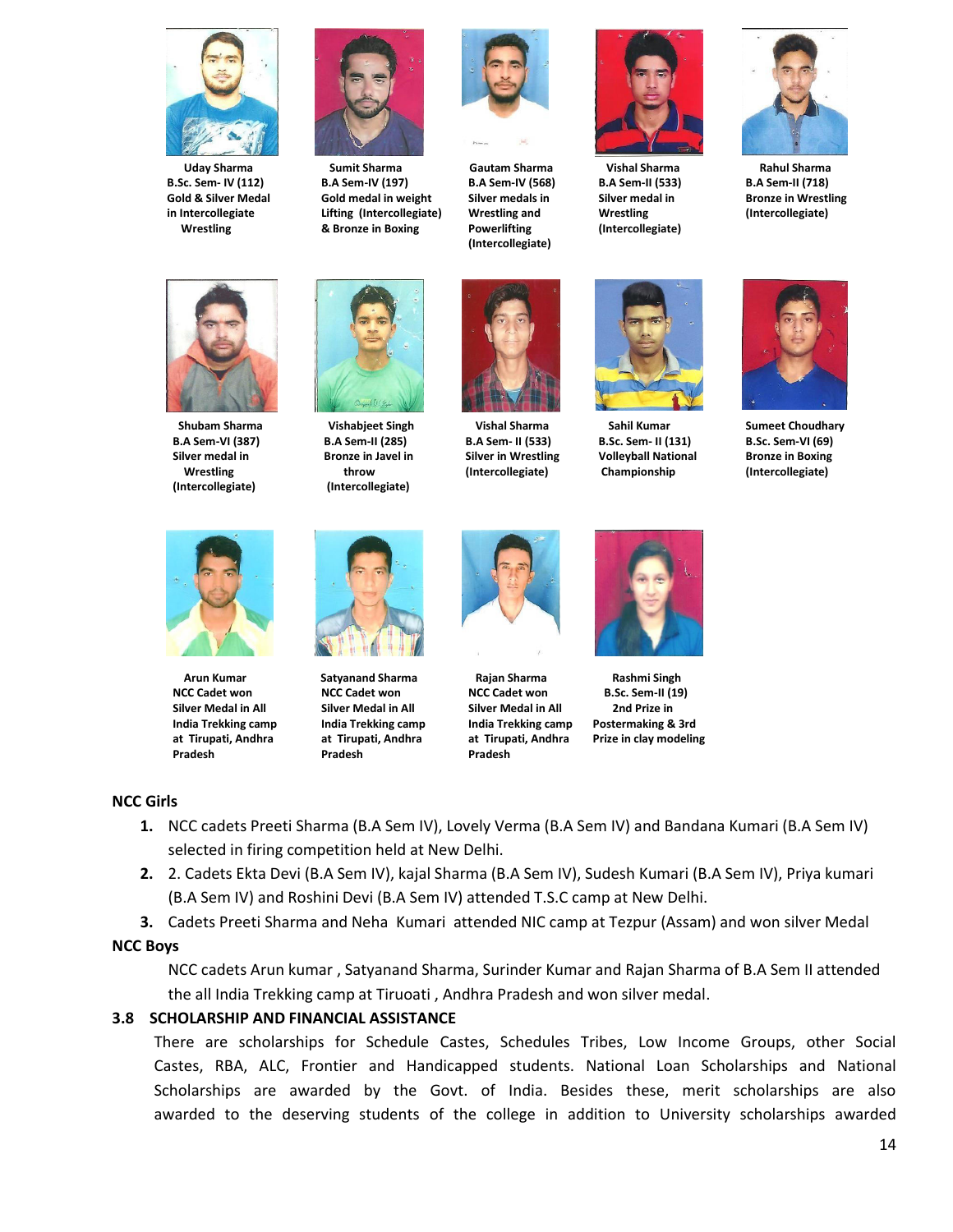Uday Sharma
B.Sc. Sem- IV (112)
Gold & Silver Medal in Intercollegiate Wrestling

Sumit Sharma
B.A Sem-IV (197)
Gold medal in weight Lifting (Intercollegiate) & Bronze in Boxing

Gautam Sharma
B.A Sem-IV (568)
Silver medals in Wrestling and Powerlifting (Intercollegiate)

Vishal Sharma
B.A Sem-II (533)
Silver medal in Wrestling (Intercollegiate)

Rahul Sharma
B.A Sem-II (718)
Bronze in Wrestling (Intercollegiate)

Shubam Sharma
B.A Sem-VI (387)
Silver medal in Wrestling (Intercollegiate)

Vishabjeet Singh
B.A Sem-II (285)
Bronze in Javel in throw (Intercollegiate)

Vishal Sharma
B.A Sem- II (533)
Silver in Wrestling (Intercollegiate)

Sahil Kumar
B.Sc. Sem- II (131)
Volleyball National Championship

Sumeet Choudhary
B.Sc. Sem-VI (69)
Bronze in Boxing (Intercollegiate)

Arun Kumar
NCC Cadet won Silver Medal in All India Trekking camp at Tirupati, Andhra Pradesh

Satyanand Sharma
NCC Cadet won Silver Medal in All India Trekking camp at Tirupati, Andhra Pradesh

Rajan Sharma
NCC Cadet won Silver Medal in All India Trekking camp at Tirupati, Andhra Pradesh

Rashmi Singh
B.Sc. Sem-II (19)
2nd Prize in Postermaking & 3rd Prize in clay modeling

**NCC Girls**

1. NCC cadets Preeti Sharma (B.A Sem IV), Lovely Verma (B.A Sem IV) and Bandana Kumari (B.A Sem IV) selected in firing competition held at New Delhi.
2. 2. Cadets Ekta Devi (B.A Sem IV), kajal Sharma (B.A Sem IV), Sudesh Kumari (B.A Sem IV), Priya kumari (B.A Sem IV) and Roshini Devi (B.A Sem IV) attended T.S.C camp at New Delhi.
3. Cadets Preeti Sharma and Neha Kumari attended NIC camp at Tezpur (Assam) and won silver Medal

**NCC Boys**

NCC cadets Arun kumar , Satyanand Sharma, Surinder Kumar and Rajan Sharma of B.A Sem II attended the all India Trekking camp at Tiruoati , Andhra Pradesh and won silver medal.

**3.8 SCHOLARSHIP AND FINANCIAL ASSISTANCE**

There are scholarships for Schedule Castes, Schedules Tribes, Low Income Groups, other Social Castes, RBA, ALC, Frontier and Handicapped students. National Loan Scholarships and National Scholarships are awarded by the Govt. of India. Besides these, merit scholarships are also awarded to the deserving students of the college in addition to University scholarships awarded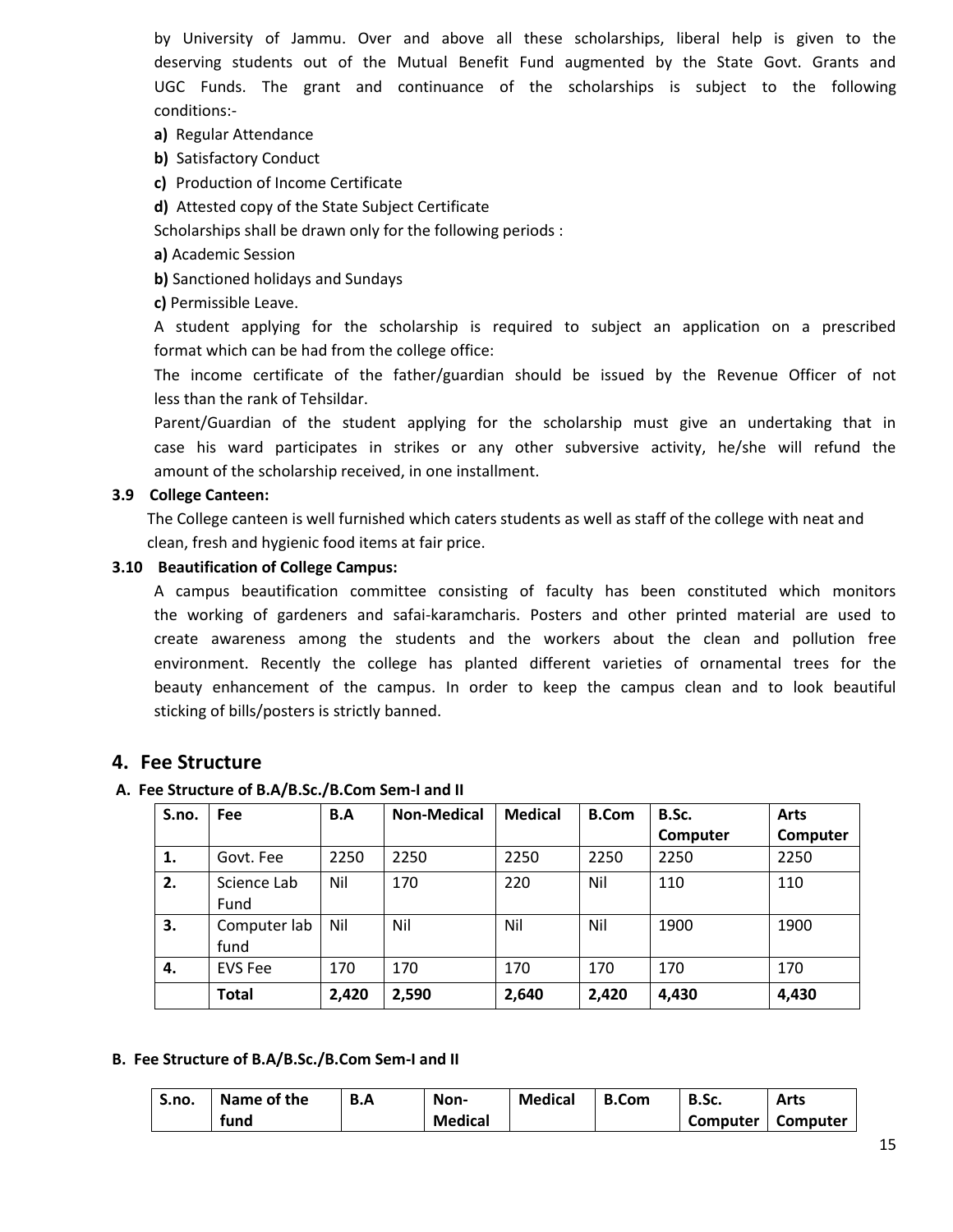by University of Jammu. Over and above all these scholarships, liberal help is given to the deserving students out of the Mutual Benefit Fund augmented by the State Govt. Grants and UGC Funds. The grant and continuance of the scholarships is subject to the following conditions:-

**a)** Regular Attendance

**b)** Satisfactory Conduct

**c)** Production of Income Certificate

**d)** Attested copy of the State Subject Certificate

Scholarships shall be drawn only for the following periods :

**a)** Academic Session

**b)** Sanctioned holidays and Sundays

**c)** Permissible Leave.

A student applying for the scholarship is required to subject an application on a prescribed format which can be had from the college office:

The income certificate of the father/guardian should be issued by the Revenue Officer of not less than the rank of Tehsildar.

Parent/Guardian of the student applying for the scholarship must give an undertaking that in case his ward participates in strikes or any other subversive activity, he/she will refund the amount of the scholarship received, in one installment.

### 3.9 College Canteen:

The College canteen is well furnished which caters students as well as staff of the college with neat and clean, fresh and hygienic food items at fair price.

### 3.10 Beautification of College Campus:

A campus beautification committee consisting of faculty has been constituted which monitors the working of gardeners and safai-karamcharis. Posters and other printed material are used to create awareness among the students and the workers about the clean and pollution free environment. Recently the college has planted different varieties of ornamental trees for the beauty enhancement of the campus. In order to keep the campus clean and to look beautiful sticking of bills/posters is strictly banned.

## 4. Fee Structure

**A. Fee Structure of B.A/B.Sc./B.Com Sem-I and II**

| S.no. | Fee | B.A | Non-Medical | Medical | B.Com | B.Sc. Computer | Arts Computer |
|---|---|---|---|---|---|---|---|
| **1.** | Govt. Fee | 2250 | 2250 | 2250 | 2250 | 2250 | 2250 |
| **2.** | Science Lab Fund | Nil | 170 | 220 | Nil | 110 | 110 |
| **3.** | Computer lab fund | Nil | Nil | Nil | Nil | 1900 | 1900 |
| **4.** | EVS Fee | 170 | 170 | 170 | 170 | 170 | 170 |
| | **Total** | **2,420** | **2,590** | **2,640** | **2,420** | **4,430** | **4,430** |

**B. Fee Structure of B.A/B.Sc./B.Com Sem-I and II**

| S.no. | Name of the fund | B.A | Non-Medical | Medical | B.Com | B.Sc. Computer | Arts Computer |
|---|---|---|---|---|---|---|---|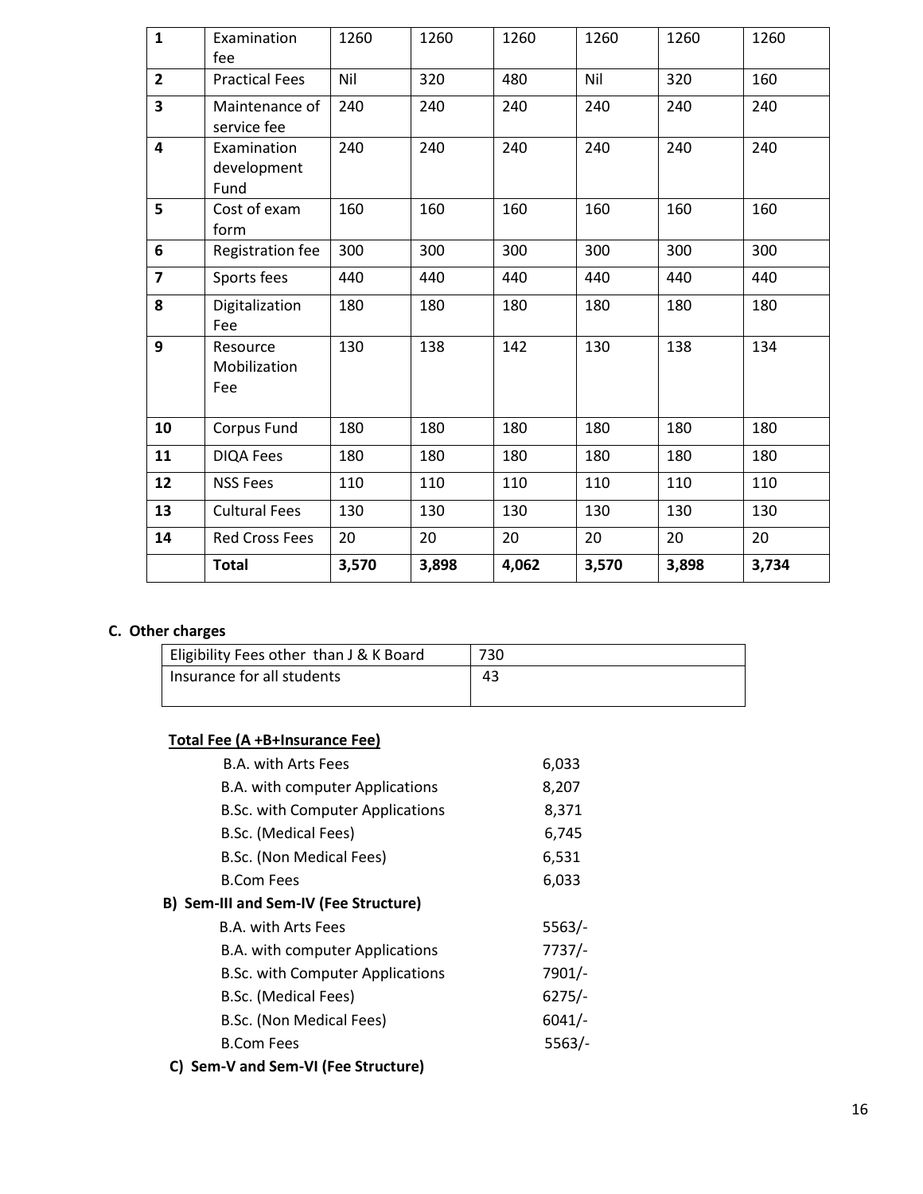| 1 | Examination fee | 1260 | 1260 | 1260 | 1260 | 1260 | 1260 |
|---|---|---|---|---|---|---|---|
| 2 | Practical Fees | Nil | 320 | 480 | Nil | 320 | 160 |
| 3 | Maintenance of service fee | 240 | 240 | 240 | 240 | 240 | 240 |
| 4 | Examination development Fund | 240 | 240 | 240 | 240 | 240 | 240 |
| 5 | Cost of exam form | 160 | 160 | 160 | 160 | 160 | 160 |
| 6 | Registration fee | 300 | 300 | 300 | 300 | 300 | 300 |
| 7 | Sports fees | 440 | 440 | 440 | 440 | 440 | 440 |
| 8 | Digitalization Fee | 180 | 180 | 180 | 180 | 180 | 180 |
| 9 | Resource Mobilization Fee | 130 | 138 | 142 | 130 | 138 | 134 |
| 10 | Corpus Fund | 180 | 180 | 180 | 180 | 180 | 180 |
| 11 | DIQA Fees | 180 | 180 | 180 | 180 | 180 | 180 |
| 12 | NSS Fees | 110 | 110 | 110 | 110 | 110 | 110 |
| 13 | Cultural Fees | 130 | 130 | 130 | 130 | 130 | 130 |
| 14 | Red Cross Fees | 20 | 20 | 20 | 20 | 20 | 20 |
| | **Total** | **3,570** | **3,898** | **4,062** | **3,570** | **3,898** | **3,734** |

**C. Other charges**

| Eligibility Fees other than J & K Board | 730 |
|---|---|
| Insurance for all students | 43 |

**Total Fee (A +B+Insurance Fee)**

| | |
|---|---|
| B.A. with Arts Fees | 6,033 |
| B.A. with computer Applications | 8,207 |
| B.Sc. with Computer Applications | 8,371 |
| B.Sc. (Medical Fees) | 6,745 |
| B.Sc. (Non Medical Fees) | 6,531 |
| B.Com Fees | 6,033 |

**B) Sem-III and Sem-IV (Fee Structure)**

| | |
|---|---|
| B.A. with Arts Fees | 5563/- |
| B.A. with computer Applications | 7737/- |
| B.Sc. with Computer Applications | 7901/- |
| B.Sc. (Medical Fees) | 6275/- |
| B.Sc. (Non Medical Fees) | 6041/- |
| B.Com Fees | 5563/- |

**C) Sem-V and Sem-VI (Fee Structure)**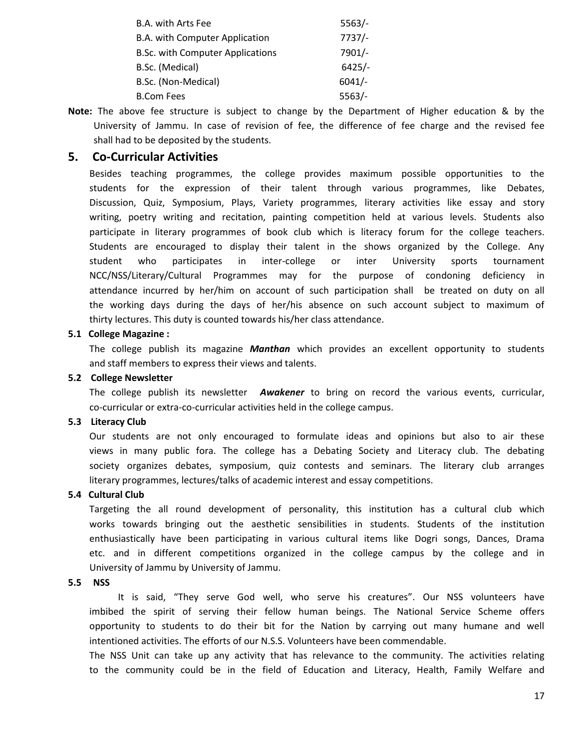| | |
|---|---|
| B.A. with Arts Fee | 5563/- |
| B.A. with Computer Application | 7737/- |
| B.Sc. with Computer Applications | 7901/- |
| B.Sc. (Medical) | 6425/- |
| B.Sc. (Non-Medical) | 6041/- |
| B.Com Fees | 5563/- |

**Note:** The above fee structure is subject to change by the Department of Higher education & by the University of Jammu. In case of revision of fee, the difference of fee charge and the revised fee shall had to be deposited by the students.

## 5. Co-Curricular Activities

Besides teaching programmes, the college provides maximum possible opportunities to the students for the expression of their talent through various programmes, like Debates, Discussion, Quiz, Symposium, Plays, Variety programmes, literary activities like essay and story writing, poetry writing and recitation, painting competition held at various levels. Students also participate in literary programmes of book club which is literacy forum for the college teachers. Students are encouraged to display their talent in the shows organized by the College. Any student who participates in inter-college or inter University sports tournament NCC/NSS/Literary/Cultural Programmes may for the purpose of condoning deficiency in attendance incurred by her/him on account of such participation shall be treated on duty on all the working days during the days of her/his absence on such account subject to maximum of thirty lectures. This duty is counted towards his/her class attendance.

### 5.1 College Magazine :

The college publish its magazine ***Manthan*** which provides an excellent opportunity to students and staff members to express their views and talents.

### 5.2 College Newsletter

The college publish its newsletter ***Awakener*** to bring on record the various events, curricular, co-curricular or extra-co-curricular activities held in the college campus.

### 5.3 Literacy Club

Our students are not only encouraged to formulate ideas and opinions but also to air these views in many public fora. The college has a Debating Society and Literacy club. The debating society organizes debates, symposium, quiz contests and seminars. The literary club arranges literary programmes, lectures/talks of academic interest and essay competitions.

### 5.4 Cultural Club

Targeting the all round development of personality, this institution has a cultural club which works towards bringing out the aesthetic sensibilities in students. Students of the institution enthusiastically have been participating in various cultural items like Dogri songs, Dances, Drama etc. and in different competitions organized in the college campus by the college and in University of Jammu by University of Jammu.

### 5.5 NSS

It is said, “They serve God well, who serve his creatures”. Our NSS volunteers have imbibed the spirit of serving their fellow human beings. The National Service Scheme offers opportunity to students to do their bit for the Nation by carrying out many humane and well intentioned activities. The efforts of our N.S.S. Volunteers have been commendable.

The NSS Unit can take up any activity that has relevance to the community. The activities relating to the community could be in the field of Education and Literacy, Health, Family Welfare and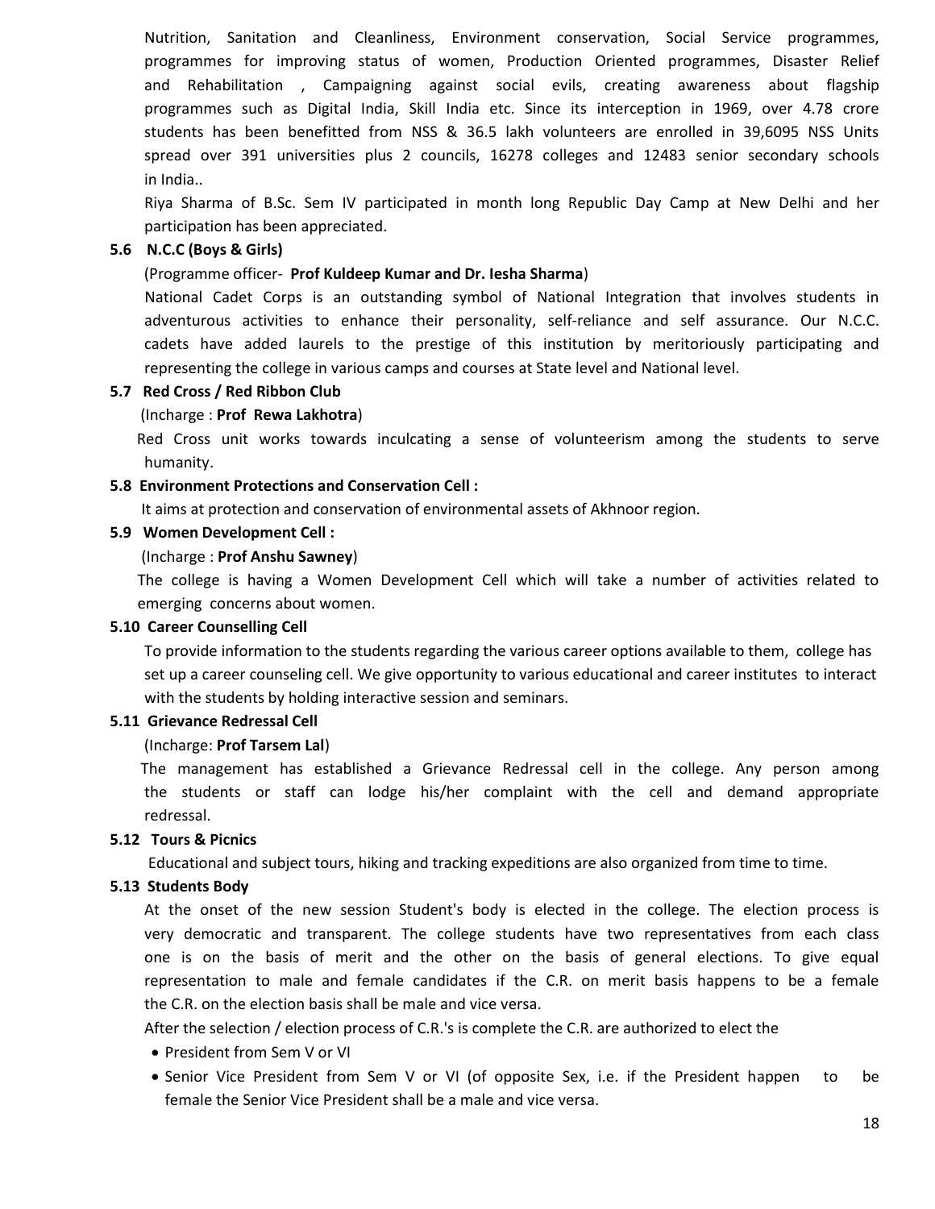Nutrition, Sanitation and Cleanliness, Environment conservation, Social Service programmes, programmes for improving status of women, Production Oriented programmes, Disaster Relief and Rehabilitation , Campaigning against social evils, creating awareness about flagship programmes such as Digital India, Skill India etc. Since its interception in 1969, over 4.78 crore students has been benefitted from NSS & 36.5 lakh volunteers are enrolled in 39,6095 NSS Units spread over 391 universities plus 2 councils, 16278 colleges and 12483 senior secondary schools in India..

Riya Sharma of B.Sc. Sem IV participated in month long Republic Day Camp at New Delhi and her participation has been appreciated.

### 5.6 N.C.C (Boys & Girls)

(Programme officer- **Prof Kuldeep Kumar and Dr. Iesha Sharma**)

National Cadet Corps is an outstanding symbol of National Integration that involves students in adventurous activities to enhance their personality, self-reliance and self assurance. Our N.C.C. cadets have added laurels to the prestige of this institution by meritoriously participating and representing the college in various camps and courses at State level and National level.

### 5.7 Red Cross / Red Ribbon Club

(Incharge : **Prof Rewa Lakhotra**)

Red Cross unit works towards inculcating a sense of volunteerism among the students to serve humanity.

### 5.8 Environment Protections and Conservation Cell :

It aims at protection and conservation of environmental assets of Akhnoor region.

### 5.9 Women Development Cell :

(Incharge : **Prof Anshu Sawney**)

The college is having a Women Development Cell which will take a number of activities related to emerging concerns about women.

### 5.10 Career Counselling Cell

To provide information to the students regarding the various career options available to them, college has set up a career counseling cell. We give opportunity to various educational and career institutes to interact with the students by holding interactive session and seminars.

### 5.11 Grievance Redressal Cell

(Incharge: **Prof Tarsem Lal**)

The management has established a Grievance Redressal cell in the college. Any person among the students or staff can lodge his/her complaint with the cell and demand appropriate redressal.

### 5.12 Tours & Picnics

Educational and subject tours, hiking and tracking expeditions are also organized from time to time.

### 5.13 Students Body

At the onset of the new session Student's body is elected in the college. The election process is very democratic and transparent. The college students have two representatives from each class one is on the basis of merit and the other on the basis of general elections. To give equal representation to male and female candidates if the C.R. on merit basis happens to be a female the C.R. on the election basis shall be male and vice versa.

After the selection / election process of C.R.'s is complete the C.R. are authorized to elect the

- President from Sem V or VI
- Senior Vice President from Sem V or VI (of opposite Sex, i.e. if the President happen to be female the Senior Vice President shall be a male and vice versa.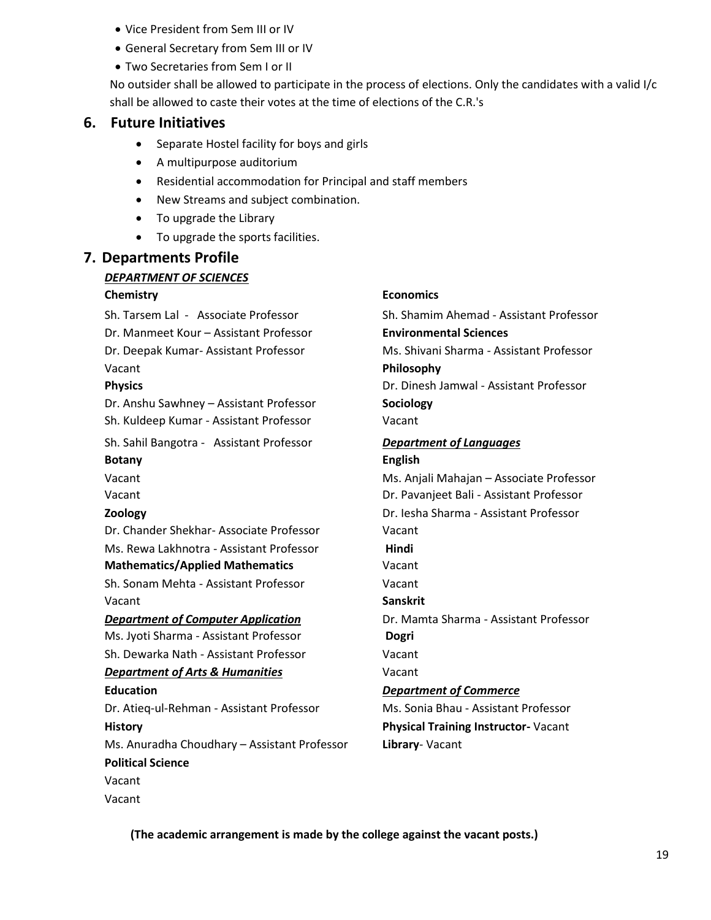- Vice President from Sem III or IV
- General Secretary from Sem III or IV
- Two Secretaries from Sem I or II

No outsider shall be allowed to participate in the process of elections. Only the candidates with a valid I/c shall be allowed to caste their votes at the time of elections of the C.R.'s

## 6. Future Initiatives

- Separate Hostel facility for boys and girls
- A multipurpose auditorium
- Residential accommodation for Principal and staff members
- New Streams and subject combination.
- To upgrade the Library
- To upgrade the sports facilities.

## 7. Departments Profile

***DEPARTMENT OF SCIENCES***

**Chemistry**

Sh. Tarsem Lal - Associate Professor
Dr. Manmeet Kour – Assistant Professor
Dr. Deepak Kumar- Assistant Professor
Vacant

**Physics**

Dr. Anshu Sawhney – Assistant Professor
Sh. Kuldeep Kumar - Assistant Professor
Sh. Sahil Bangotra - Assistant Professor

**Botany**

Vacant
Vacant

**Zoology**

Dr. Chander Shekhar- Associate Professor
Ms. Rewa Lakhnotra - Assistant Professor

**Mathematics/Applied Mathematics**

Sh. Sonam Mehta - Assistant Professor
Vacant

***Department of Computer Application***

Ms. Jyoti Sharma - Assistant Professor
Sh. Dewarka Nath - Assistant Professor

***Department of Arts & Humanities***

**Education**

Dr. Atieq-ul-Rehman - Assistant Professor

**History**

Ms. Anuradha Choudhary – Assistant Professor

**Political Science**

Vacant
Vacant

**Economics**

Sh. Shamim Ahemad - Assistant Professor

**Environmental Sciences**

Ms. Shivani Sharma - Assistant Professor

**Philosophy**

Dr. Dinesh Jamwal - Assistant Professor

**Sociology**

Vacant

***Department of Languages***

**English**

Ms. Anjali Mahajan – Associate Professor
Dr. Pavanjeet Bali - Assistant Professor
Dr. Iesha Sharma - Assistant Professor
Vacant

**Hindi**

Vacant
Vacant

**Sanskrit**

Dr. Mamta Sharma - Assistant Professor

**Dogri**

Vacant
Vacant

***Department of Commerce***

Ms. Sonia Bhau - Assistant Professor

**Physical Training Instructor-** Vacant

**Library**- Vacant

**(The academic arrangement is made by the college against the vacant posts.)**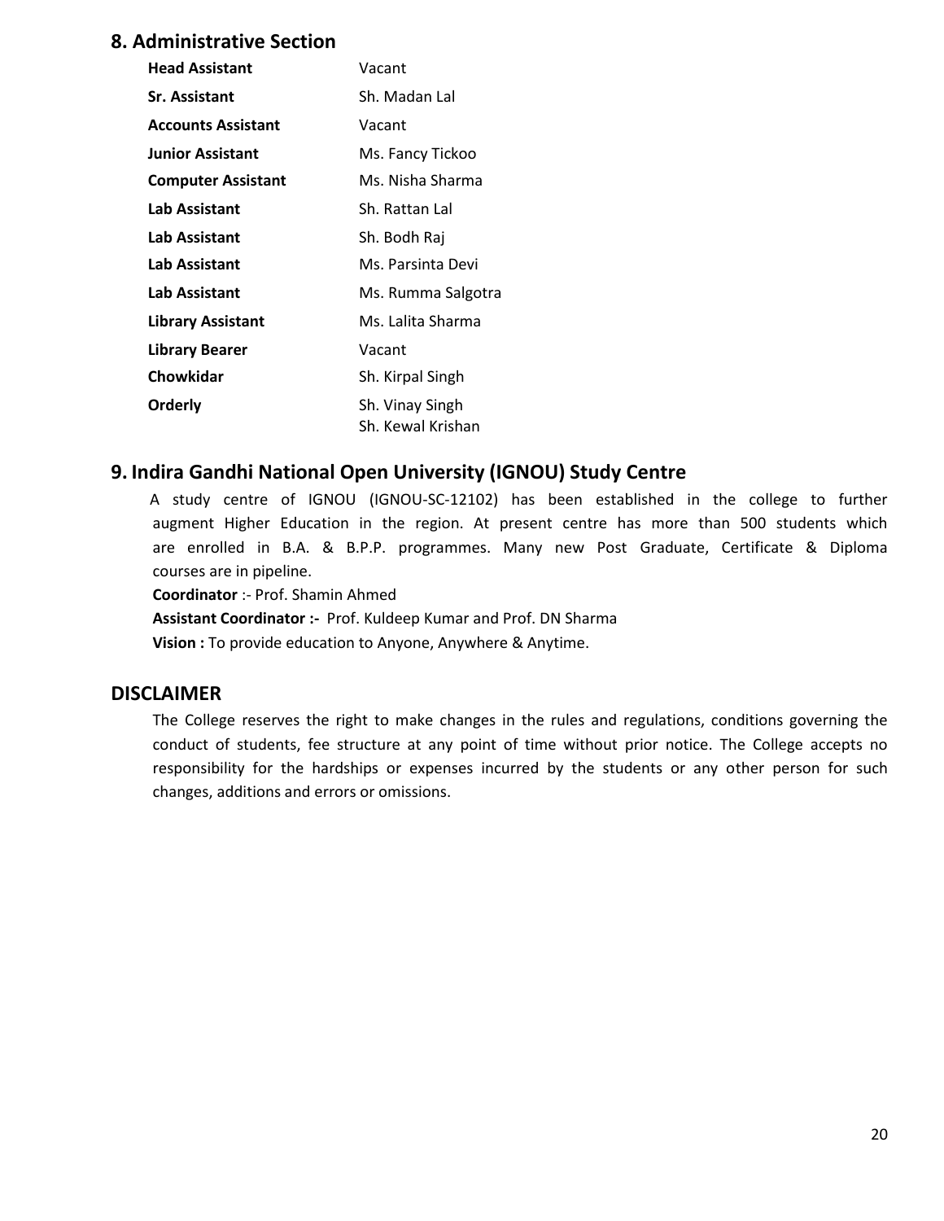## 8. Administrative Section

| | |
|---|---|
| **Head Assistant** | Vacant |
| **Sr. Assistant** | Sh. Madan Lal |
| **Accounts Assistant** | Vacant |
| **Junior Assistant** | Ms. Fancy Tickoo |
| **Computer Assistant** | Ms. Nisha Sharma |
| **Lab Assistant** | Sh. Rattan Lal |
| **Lab Assistant** | Sh. Bodh Raj |
| **Lab Assistant** | Ms. Parsinta Devi |
| **Lab Assistant** | Ms. Rumma Salgotra |
| **Library Assistant** | Ms. Lalita Sharma |
| **Library Bearer** | Vacant |
| **Chowkidar** | Sh. Kirpal Singh |
| **Orderly** | Sh. Vinay Singh<br>Sh. Kewal Krishan |

## 9. Indira Gandhi National Open University (IGNOU) Study Centre

A study centre of IGNOU (IGNOU-SC-12102) has been established in the college to further augment Higher Education in the region. At present centre has more than 500 students which are enrolled in B.A. & B.P.P. programmes. Many new Post Graduate, Certificate & Diploma courses are in pipeline.

**Coordinator** :- Prof. Shamin Ahmed

**Assistant Coordinator :-** Prof. Kuldeep Kumar and Prof. DN Sharma

**Vision :** To provide education to Anyone, Anywhere & Anytime.

## DISCLAIMER

The College reserves the right to make changes in the rules and regulations, conditions governing the conduct of students, fee structure at any point of time without prior notice. The College accepts no responsibility for the hardships or expenses incurred by the students or any other person for such changes, additions and errors or omissions.